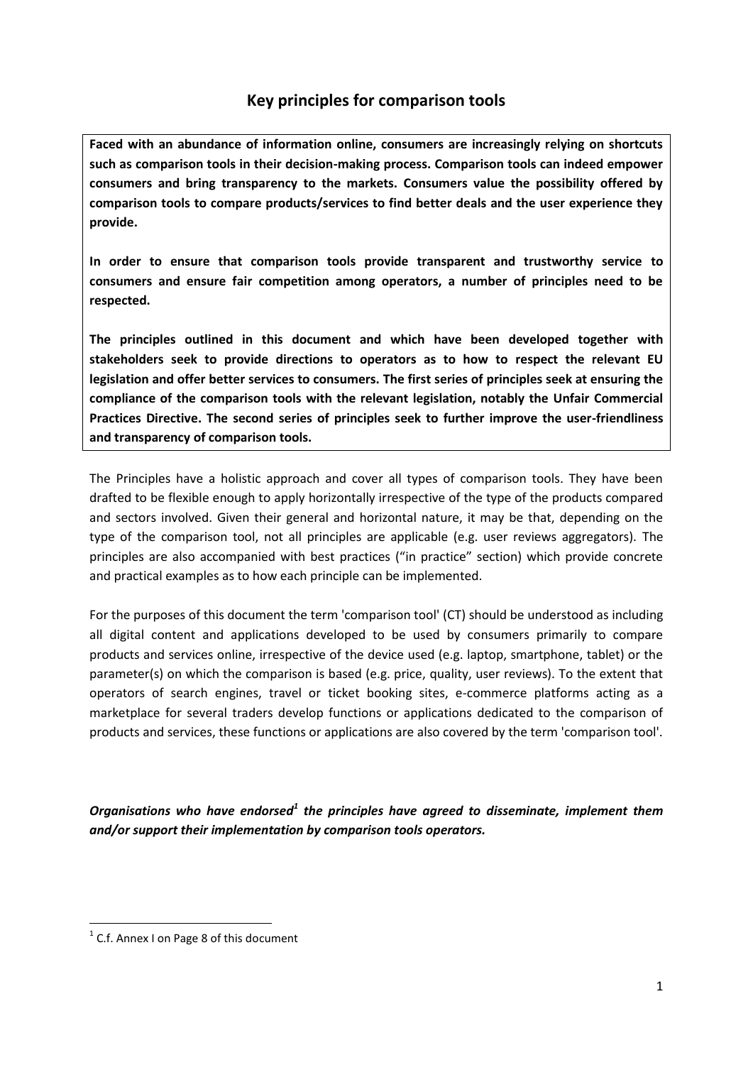# Key principles for comparison tools

**Faced with an abundance of information online, consumers are increasingly relying on shortcuts such as comparison tools in their decision-making process. Comparison tools can indeed empower consumers and bring transparency to the markets. Consumers value the possibility offered by comparison tools to compare products/services to find better deals and the user experience they provide.**

**In order to ensure that comparison tools provide transparent and trustworthy service to consumers and ensure fair competition among operators, a number of principles need to be respected.**

**The principles outlined in this document and which have been developed together with stakeholders seek to provide directions to operators as to how to respect the relevant EU legislation and offer better services to consumers. The first series of principles seek at ensuring the compliance of the comparison tools with the relevant legislation, notably the Unfair Commercial Practices Directive. The second series of principles seek to further improve the user-friendliness and transparency of comparison tools.**

The Principles have a holistic approach and cover all types of comparison tools. They have been drafted to be flexible enough to apply horizontally irrespective of the type of the products compared and sectors involved. Given their general and horizontal nature, it may be that, depending on the type of the comparison tool, not all principles are applicable (e.g. user reviews aggregators). The principles are also accompanied with best practices ("in practice" section) which provide concrete and practical examples as to how each principle can be implemented.

For the purposes of this document the term 'comparison tool' (CT) should be understood as including all digital content and applications developed to be used by consumers primarily to compare products and services online, irrespective of the device used (e.g. laptop, smartphone, tablet) or the parameter(s) on which the comparison is based (e.g. price, quality, user reviews). To the extent that operators of search engines, travel or ticket booking sites, e-commerce platforms acting as a marketplace for several traders develop functions or applications dedicated to the comparison of products and services, these functions or applications are also covered by the term 'comparison tool'.

***Organisations who have endorsed[1] the principles have agreed to disseminate, implement them and/or support their implementation by comparison tools operators.***

[1] C.f. Annex I on Page 8 of this document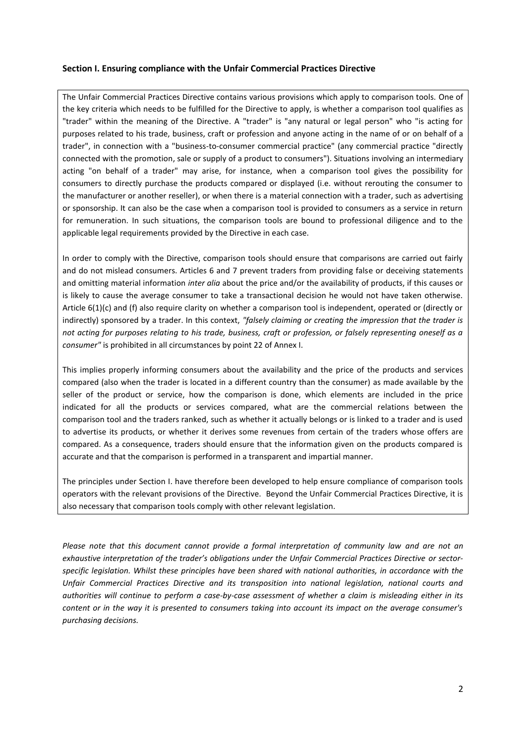## Section I. Ensuring compliance with the Unfair Commercial Practices Directive

The Unfair Commercial Practices Directive contains various provisions which apply to comparison tools. One of the key criteria which needs to be fulfilled for the Directive to apply, is whether a comparison tool qualifies as "trader" within the meaning of the Directive. A "trader" is "any natural or legal person" who "is acting for purposes related to his trade, business, craft or profession and anyone acting in the name of or on behalf of a trader", in connection with a "business-to-consumer commercial practice" (any commercial practice "directly connected with the promotion, sale or supply of a product to consumers"). Situations involving an intermediary acting "on behalf of a trader" may arise, for instance, when a comparison tool gives the possibility for consumers to directly purchase the products compared or displayed (i.e. without rerouting the consumer to the manufacturer or another reseller), or when there is a material connection with a trader, such as advertising or sponsorship. It can also be the case when a comparison tool is provided to consumers as a service in return for remuneration. In such situations, the comparison tools are bound to professional diligence and to the applicable legal requirements provided by the Directive in each case.

In order to comply with the Directive, comparison tools should ensure that comparisons are carried out fairly and do not mislead consumers. Articles 6 and 7 prevent traders from providing false or deceiving statements and omitting material information *inter alia* about the price and/or the availability of products, if this causes or is likely to cause the average consumer to take a transactional decision he would not have taken otherwise. Article 6(1)(c) and (f) also require clarity on whether a comparison tool is independent, operated or (directly or indirectly) sponsored by a trader. In this context, *"falsely claiming or creating the impression that the trader is not acting for purposes relating to his trade, business, craft or profession, or falsely representing oneself as a consumer"* is prohibited in all circumstances by point 22 of Annex I.

This implies properly informing consumers about the availability and the price of the products and services compared (also when the trader is located in a different country than the consumer) as made available by the seller of the product or service, how the comparison is done, which elements are included in the price indicated for all the products or services compared, what are the commercial relations between the comparison tool and the traders ranked, such as whether it actually belongs or is linked to a trader and is used to advertise its products, or whether it derives some revenues from certain of the traders whose offers are compared. As a consequence, traders should ensure that the information given on the products compared is accurate and that the comparison is performed in a transparent and impartial manner.

The principles under Section I. have therefore been developed to help ensure compliance of comparison tools operators with the relevant provisions of the Directive. Beyond the Unfair Commercial Practices Directive, it is also necessary that comparison tools comply with other relevant legislation.

*Please note that this document cannot provide a formal interpretation of community law and are not an exhaustive interpretation of the trader's obligations under the Unfair Commercial Practices Directive or sector-specific legislation. Whilst these principles have been shared with national authorities, in accordance with the Unfair Commercial Practices Directive and its transposition into national legislation, national courts and authorities will continue to perform a case-by-case assessment of whether a claim is misleading either in its content or in the way it is presented to consumers taking into account its impact on the average consumer's purchasing decisions.*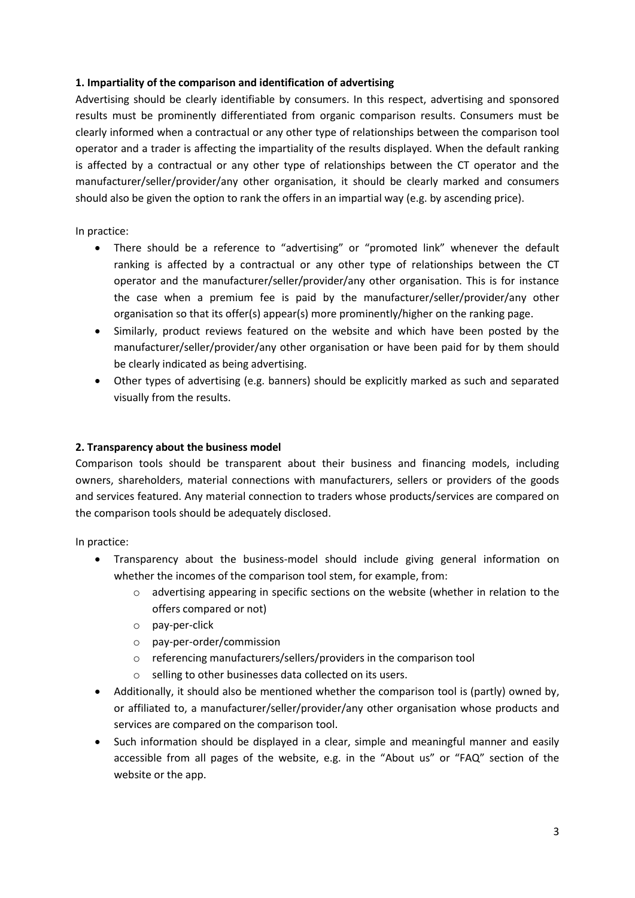**1. Impartiality of the comparison and identification of advertising**

Advertising should be clearly identifiable by consumers. In this respect, advertising and sponsored results must be prominently differentiated from organic comparison results. Consumers must be clearly informed when a contractual or any other type of relationships between the comparison tool operator and a trader is affecting the impartiality of the results displayed. When the default ranking is affected by a contractual or any other type of relationships between the CT operator and the manufacturer/seller/provider/any other organisation, it should be clearly marked and consumers should also be given the option to rank the offers in an impartial way (e.g. by ascending price).

In practice:

- There should be a reference to "advertising" or "promoted link" whenever the default ranking is affected by a contractual or any other type of relationships between the CT operator and the manufacturer/seller/provider/any other organisation. This is for instance the case when a premium fee is paid by the manufacturer/seller/provider/any other organisation so that its offer(s) appear(s) more prominently/higher on the ranking page.
- Similarly, product reviews featured on the website and which have been posted by the manufacturer/seller/provider/any other organisation or have been paid for by them should be clearly indicated as being advertising.
- Other types of advertising (e.g. banners) should be explicitly marked as such and separated visually from the results.

**2. Transparency about the business model**

Comparison tools should be transparent about their business and financing models, including owners, shareholders, material connections with manufacturers, sellers or providers of the goods and services featured. Any material connection to traders whose products/services are compared on the comparison tools should be adequately disclosed.

In practice:

- Transparency about the business-model should include giving general information on whether the incomes of the comparison tool stem, for example, from:
  - advertising appearing in specific sections on the website (whether in relation to the offers compared or not)
  - pay-per-click
  - pay-per-order/commission
  - referencing manufacturers/sellers/providers in the comparison tool
  - selling to other businesses data collected on its users.
- Additionally, it should also be mentioned whether the comparison tool is (partly) owned by, or affiliated to, a manufacturer/seller/provider/any other organisation whose products and services are compared on the comparison tool.
- Such information should be displayed in a clear, simple and meaningful manner and easily accessible from all pages of the website, e.g. in the "About us" or "FAQ" section of the website or the app.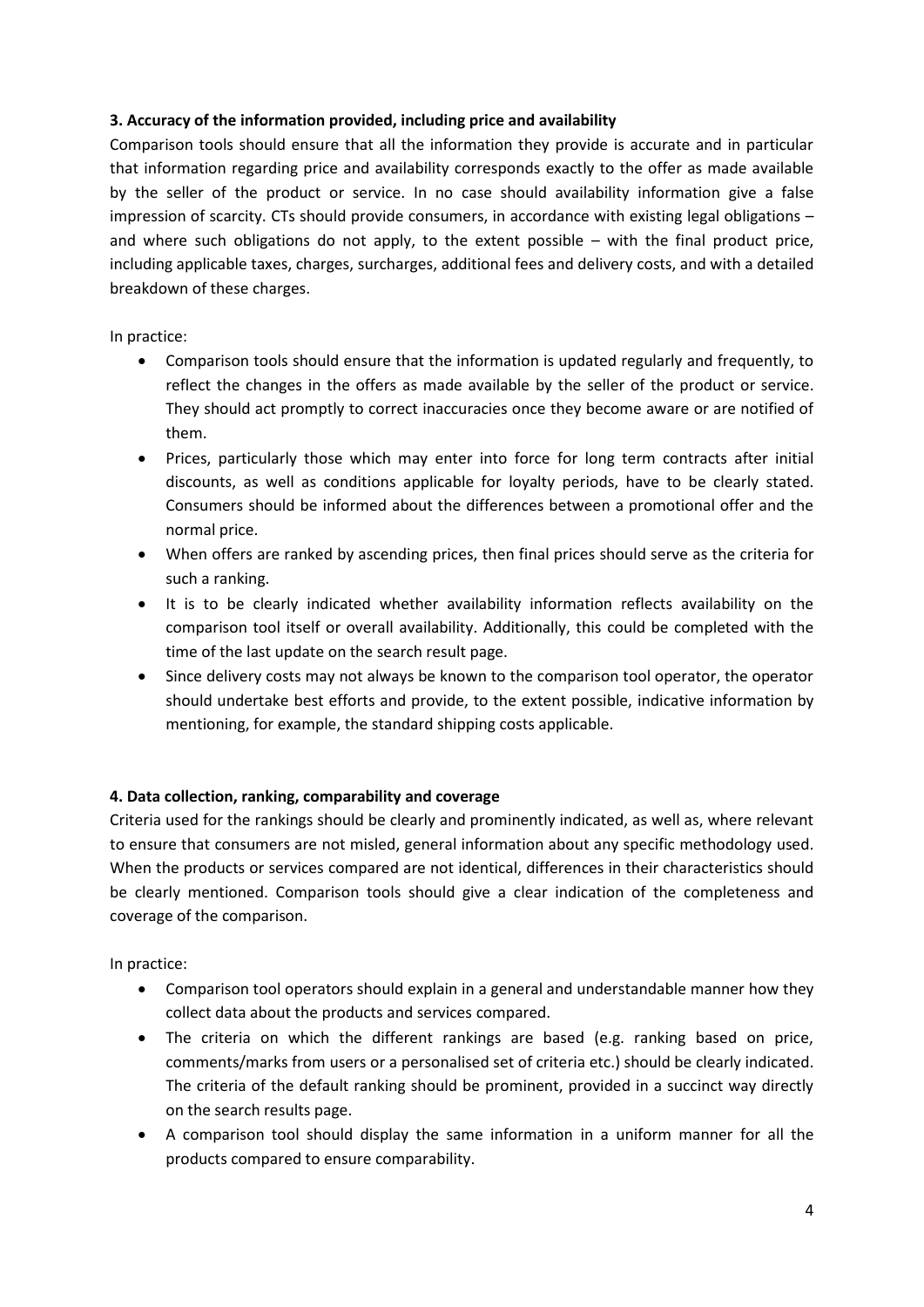### 3. Accuracy of the information provided, including price and availability

Comparison tools should ensure that all the information they provide is accurate and in particular that information regarding price and availability corresponds exactly to the offer as made available by the seller of the product or service. In no case should availability information give a false impression of scarcity. CTs should provide consumers, in accordance with existing legal obligations – and where such obligations do not apply, to the extent possible – with the final product price, including applicable taxes, charges, surcharges, additional fees and delivery costs, and with a detailed breakdown of these charges.

In practice:

- Comparison tools should ensure that the information is updated regularly and frequently, to reflect the changes in the offers as made available by the seller of the product or service. They should act promptly to correct inaccuracies once they become aware or are notified of them.
- Prices, particularly those which may enter into force for long term contracts after initial discounts, as well as conditions applicable for loyalty periods, have to be clearly stated. Consumers should be informed about the differences between a promotional offer and the normal price.
- When offers are ranked by ascending prices, then final prices should serve as the criteria for such a ranking.
- It is to be clearly indicated whether availability information reflects availability on the comparison tool itself or overall availability. Additionally, this could be completed with the time of the last update on the search result page.
- Since delivery costs may not always be known to the comparison tool operator, the operator should undertake best efforts and provide, to the extent possible, indicative information by mentioning, for example, the standard shipping costs applicable.

### 4. Data collection, ranking, comparability and coverage

Criteria used for the rankings should be clearly and prominently indicated, as well as, where relevant to ensure that consumers are not misled, general information about any specific methodology used. When the products or services compared are not identical, differences in their characteristics should be clearly mentioned. Comparison tools should give a clear indication of the completeness and coverage of the comparison.

In practice:

- Comparison tool operators should explain in a general and understandable manner how they collect data about the products and services compared.
- The criteria on which the different rankings are based (e.g. ranking based on price, comments/marks from users or a personalised set of criteria etc.) should be clearly indicated. The criteria of the default ranking should be prominent, provided in a succinct way directly on the search results page.
- A comparison tool should display the same information in a uniform manner for all the products compared to ensure comparability.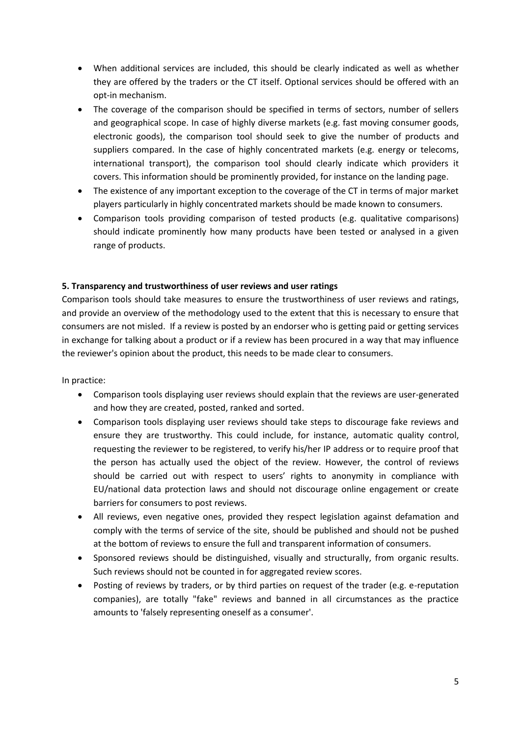- When additional services are included, this should be clearly indicated as well as whether they are offered by the traders or the CT itself. Optional services should be offered with an opt-in mechanism.
- The coverage of the comparison should be specified in terms of sectors, number of sellers and geographical scope. In case of highly diverse markets (e.g. fast moving consumer goods, electronic goods), the comparison tool should seek to give the number of products and suppliers compared. In the case of highly concentrated markets (e.g. energy or telecoms, international transport), the comparison tool should clearly indicate which providers it covers. This information should be prominently provided, for instance on the landing page.
- The existence of any important exception to the coverage of the CT in terms of major market players particularly in highly concentrated markets should be made known to consumers.
- Comparison tools providing comparison of tested products (e.g. qualitative comparisons) should indicate prominently how many products have been tested or analysed in a given range of products.

**5. Transparency and trustworthiness of user reviews and user ratings**

Comparison tools should take measures to ensure the trustworthiness of user reviews and ratings, and provide an overview of the methodology used to the extent that this is necessary to ensure that consumers are not misled. If a review is posted by an endorser who is getting paid or getting services in exchange for talking about a product or if a review has been procured in a way that may influence the reviewer's opinion about the product, this needs to be made clear to consumers.

In practice:

- Comparison tools displaying user reviews should explain that the reviews are user-generated and how they are created, posted, ranked and sorted.
- Comparison tools displaying user reviews should take steps to discourage fake reviews and ensure they are trustworthy. This could include, for instance, automatic quality control, requesting the reviewer to be registered, to verify his/her IP address or to require proof that the person has actually used the object of the review. However, the control of reviews should be carried out with respect to users' rights to anonymity in compliance with EU/national data protection laws and should not discourage online engagement or create barriers for consumers to post reviews.
- All reviews, even negative ones, provided they respect legislation against defamation and comply with the terms of service of the site, should be published and should not be pushed at the bottom of reviews to ensure the full and transparent information of consumers.
- Sponsored reviews should be distinguished, visually and structurally, from organic results. Such reviews should not be counted in for aggregated review scores.
- Posting of reviews by traders, or by third parties on request of the trader (e.g. e-reputation companies), are totally "fake" reviews and banned in all circumstances as the practice amounts to 'falsely representing oneself as a consumer'.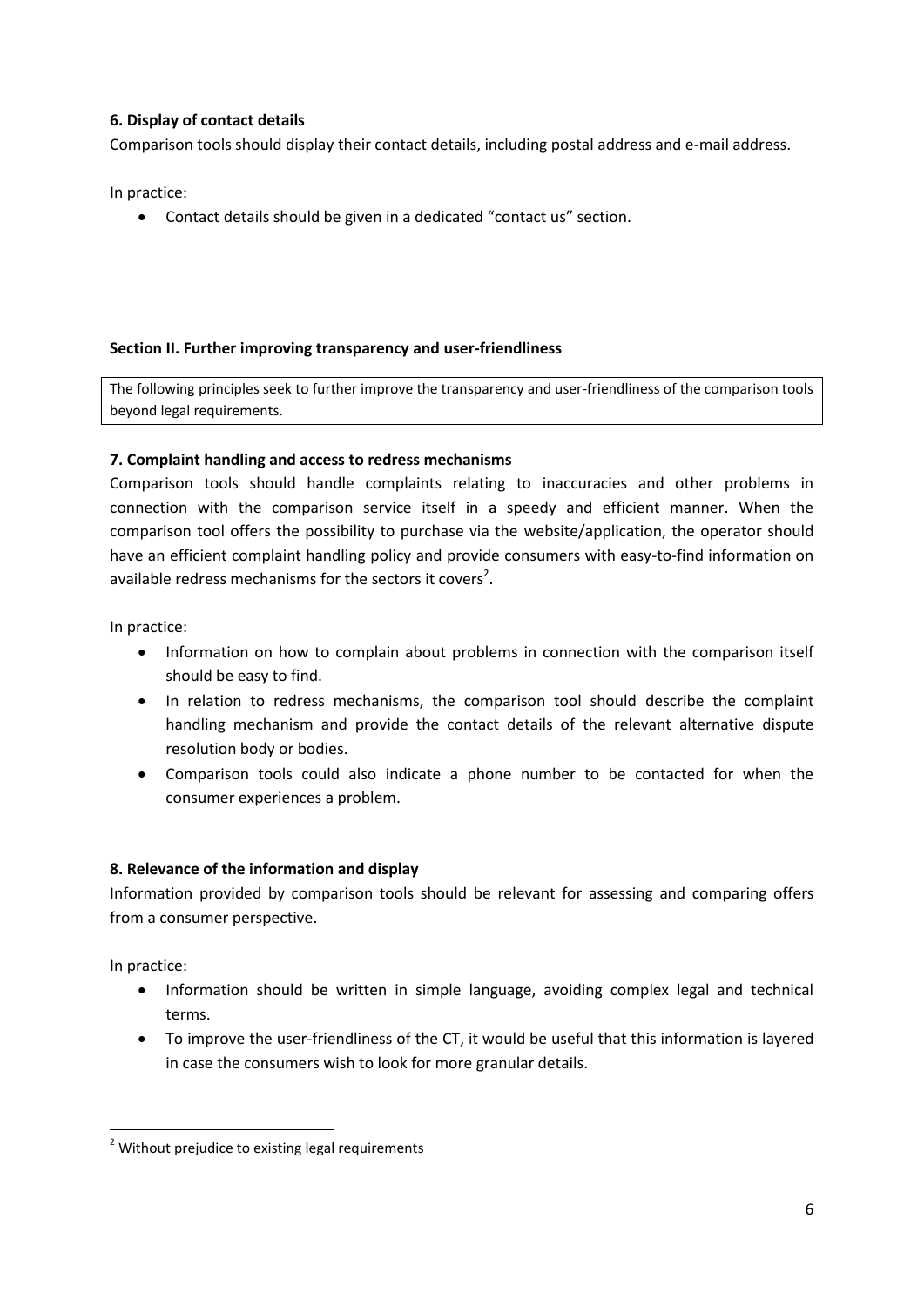### 6. Display of contact details

Comparison tools should display their contact details, including postal address and e-mail address.

In practice:

- Contact details should be given in a dedicated "contact us" section.

## Section II. Further improving transparency and user-friendliness

The following principles seek to further improve the transparency and user-friendliness of the comparison tools beyond legal requirements.

### 7. Complaint handling and access to redress mechanisms

Comparison tools should handle complaints relating to inaccuracies and other problems in connection with the comparison service itself in a speedy and efficient manner. When the comparison tool offers the possibility to purchase via the website/application, the operator should have an efficient complaint handling policy and provide consumers with easy-to-find information on available redress mechanisms for the sectors it covers[2].

In practice:

- Information on how to complain about problems in connection with the comparison itself should be easy to find.
- In relation to redress mechanisms, the comparison tool should describe the complaint handling mechanism and provide the contact details of the relevant alternative dispute resolution body or bodies.
- Comparison tools could also indicate a phone number to be contacted for when the consumer experiences a problem.

### 8. Relevance of the information and display

Information provided by comparison tools should be relevant for assessing and comparing offers from a consumer perspective.

In practice:

- Information should be written in simple language, avoiding complex legal and technical terms.
- To improve the user-friendliness of the CT, it would be useful that this information is layered in case the consumers wish to look for more granular details.

---

[2] Without prejudice to existing legal requirements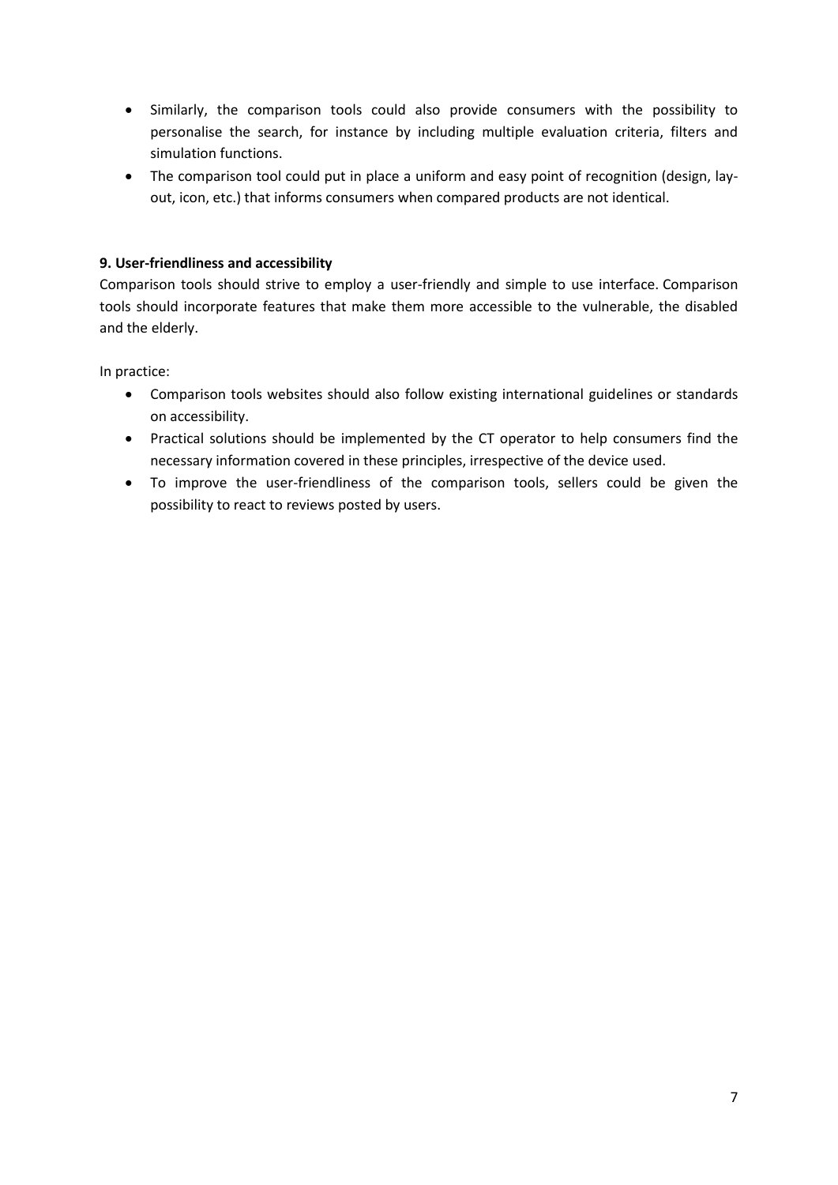- Similarly, the comparison tools could also provide consumers with the possibility to personalise the search, for instance by including multiple evaluation criteria, filters and simulation functions.
- The comparison tool could put in place a uniform and easy point of recognition (design, lay-out, icon, etc.) that informs consumers when compared products are not identical.

**9. User-friendliness and accessibility**

Comparison tools should strive to employ a user-friendly and simple to use interface. Comparison tools should incorporate features that make them more accessible to the vulnerable, the disabled and the elderly.

In practice:

- Comparison tools websites should also follow existing international guidelines or standards on accessibility.
- Practical solutions should be implemented by the CT operator to help consumers find the necessary information covered in these principles, irrespective of the device used.
- To improve the user-friendliness of the comparison tools, sellers could be given the possibility to react to reviews posted by users.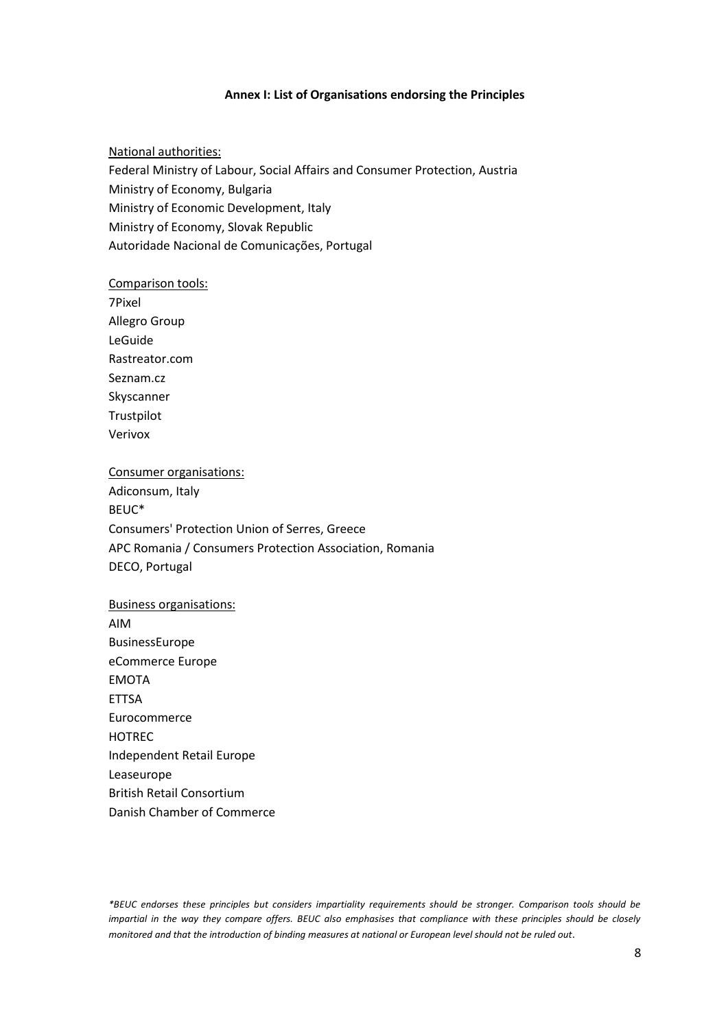**Annex I: List of Organisations endorsing the Principles**

National authorities:

Federal Ministry of Labour, Social Affairs and Consumer Protection, Austria
Ministry of Economy, Bulgaria
Ministry of Economic Development, Italy
Ministry of Economy, Slovak Republic
Autoridade Nacional de Comunicações, Portugal

Comparison tools:

7Pixel
Allegro Group
LeGuide
Rastreator.com
Seznam.cz
Skyscanner
Trustpilot
Verivox

Consumer organisations:

Adiconsum, Italy
BEUC*
Consumers' Protection Union of Serres, Greece
APC Romania / Consumers Protection Association, Romania
DECO, Portugal

Business organisations:

AIM
BusinessEurope
eCommerce Europe
EMOTA
ETTSA
Eurocommerce
HOTREC
Independent Retail Europe
Leaseurope
British Retail Consortium
Danish Chamber of Commerce

*\*BEUC endorses these principles but considers impartiality requirements should be stronger. Comparison tools should be impartial in the way they compare offers. BEUC also emphasises that compliance with these principles should be closely monitored and that the introduction of binding measures at national or European level should not be ruled out.*